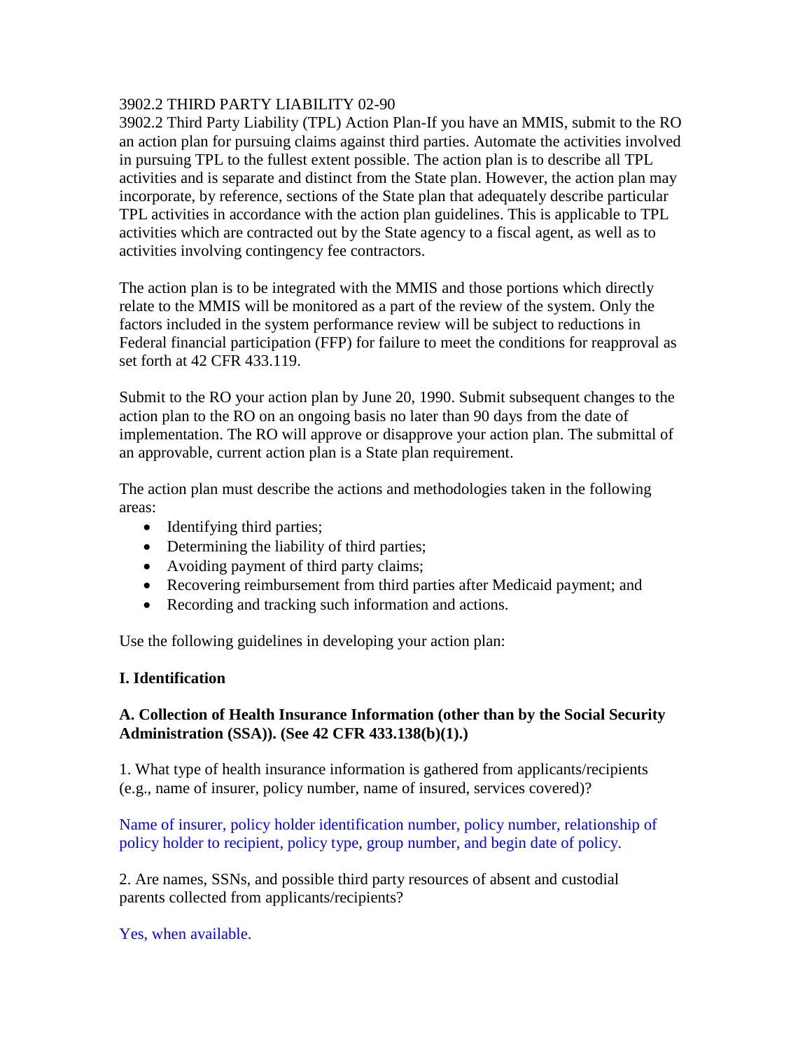3902.2 THIRD PARTY LIABILITY 02-90

3902.2 Third Party Liability (TPL) Action Plan-If you have an MMIS, submit to the RO an action plan for pursuing claims against third parties. Automate the activities involved in pursuing TPL to the fullest extent possible. The action plan is to describe all TPL activities and is separate and distinct from the State plan. However, the action plan may incorporate, by reference, sections of the State plan that adequately describe particular TPL activities in accordance with the action plan guidelines. This is applicable to TPL activities which are contracted out by the State agency to a fiscal agent, as well as to activities involving contingency fee contractors.

The action plan is to be integrated with the MMIS and those portions which directly relate to the MMIS will be monitored as a part of the review of the system. Only the factors included in the system performance review will be subject to reductions in Federal financial participation (FFP) for failure to meet the conditions for reapproval as set forth at 42 CFR 433.119.

Submit to the RO your action plan by June 20, 1990. Submit subsequent changes to the action plan to the RO on an ongoing basis no later than 90 days from the date of implementation. The RO will approve or disapprove your action plan. The submittal of an approvable, current action plan is a State plan requirement.

The action plan must describe the actions and methodologies taken in the following areas:

- Identifying third parties;
- Determining the liability of third parties;
- Avoiding payment of third party claims;
- Recovering reimbursement from third parties after Medicaid payment; and
- Recording and tracking such information and actions.

Use the following guidelines in developing your action plan:

**I. Identification**

**A. Collection of Health Insurance Information (other than by the Social Security Administration (SSA)). (See 42 CFR 433.138(b)(1).)**

1. What type of health insurance information is gathered from applicants/recipients (e.g., name of insurer, policy number, name of insured, services covered)?

Name of insurer, policy holder identification number, policy number, relationship of policy holder to recipient, policy type, group number, and begin date of policy.

2. Are names, SSNs, and possible third party resources of absent and custodial parents collected from applicants/recipients?

Yes, when available.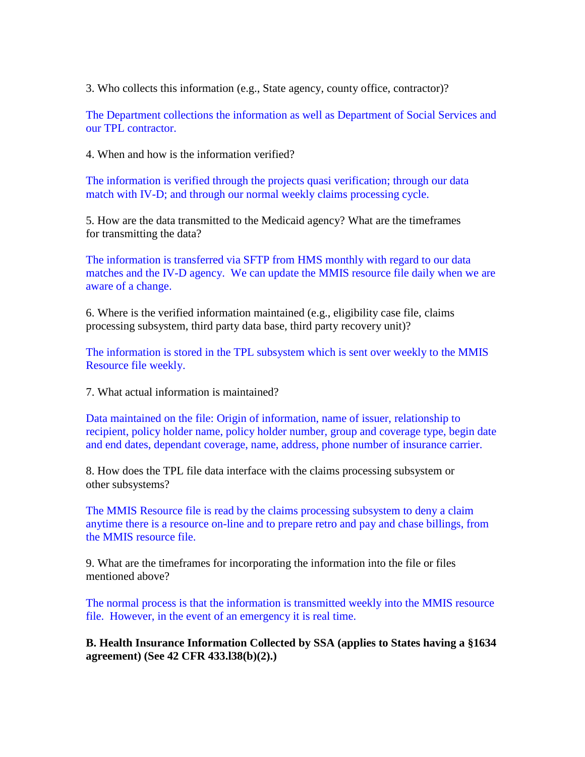3. Who collects this information (e.g., State agency, county office, contractor)?

The Department collections the information as well as Department of Social Services and our TPL contractor.

4. When and how is the information verified?

The information is verified through the projects quasi verification; through our data match with IV-D; and through our normal weekly claims processing cycle.

5. How are the data transmitted to the Medicaid agency? What are the timeframes for transmitting the data?

The information is transferred via SFTP from HMS monthly with regard to our data matches and the IV-D agency. We can update the MMIS resource file daily when we are aware of a change.

6. Where is the verified information maintained (e.g., eligibility case file, claims processing subsystem, third party data base, third party recovery unit)?

The information is stored in the TPL subsystem which is sent over weekly to the MMIS Resource file weekly.

7. What actual information is maintained?

Data maintained on the file: Origin of information, name of issuer, relationship to recipient, policy holder name, policy holder number, group and coverage type, begin date and end dates, dependant coverage, name, address, phone number of insurance carrier.

8. How does the TPL file data interface with the claims processing subsystem or other subsystems?

The MMIS Resource file is read by the claims processing subsystem to deny a claim anytime there is a resource on-line and to prepare retro and pay and chase billings, from the MMIS resource file.

9. What are the timeframes for incorporating the information into the file or files mentioned above?

The normal process is that the information is transmitted weekly into the MMIS resource file. However, in the event of an emergency it is real time.

**B. Health Insurance Information Collected by SSA (applies to States having a §1634 agreement) (See 42 CFR 433.l38(b)(2).)**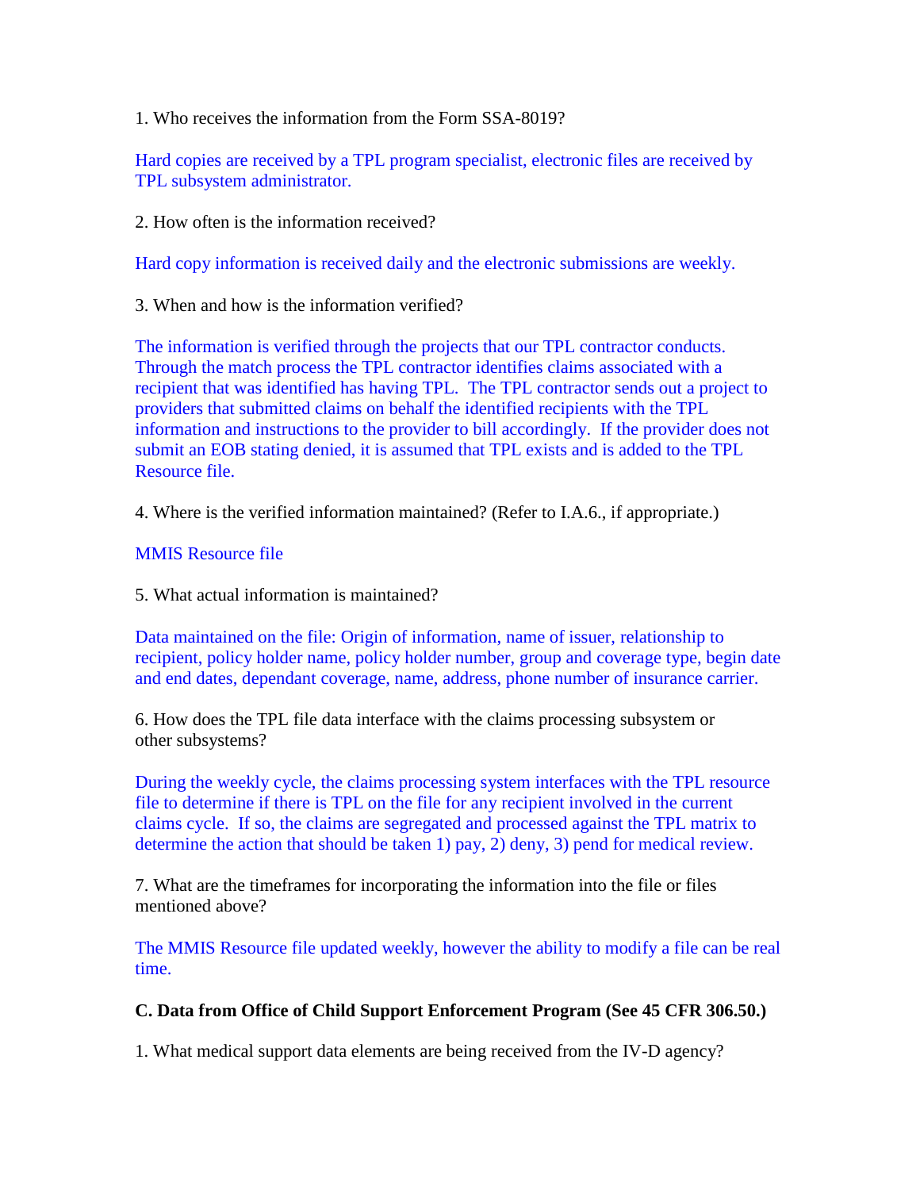1. Who receives the information from the Form SSA-8019?

Hard copies are received by a TPL program specialist, electronic files are received by TPL subsystem administrator.

2. How often is the information received?

Hard copy information is received daily and the electronic submissions are weekly.

3. When and how is the information verified?

The information is verified through the projects that our TPL contractor conducts. Through the match process the TPL contractor identifies claims associated with a recipient that was identified has having TPL. The TPL contractor sends out a project to providers that submitted claims on behalf the identified recipients with the TPL information and instructions to the provider to bill accordingly. If the provider does not submit an EOB stating denied, it is assumed that TPL exists and is added to the TPL Resource file.

4. Where is the verified information maintained? (Refer to I.A.6., if appropriate.)

MMIS Resource file

5. What actual information is maintained?

Data maintained on the file: Origin of information, name of issuer, relationship to recipient, policy holder name, policy holder number, group and coverage type, begin date and end dates, dependant coverage, name, address, phone number of insurance carrier.

6. How does the TPL file data interface with the claims processing subsystem or other subsystems?

During the weekly cycle, the claims processing system interfaces with the TPL resource file to determine if there is TPL on the file for any recipient involved in the current claims cycle. If so, the claims are segregated and processed against the TPL matrix to determine the action that should be taken 1) pay, 2) deny, 3) pend for medical review.

7. What are the timeframes for incorporating the information into the file or files mentioned above?

The MMIS Resource file updated weekly, however the ability to modify a file can be real time.

**C. Data from Office of Child Support Enforcement Program (See 45 CFR 306.50.)**

1. What medical support data elements are being received from the IV-D agency?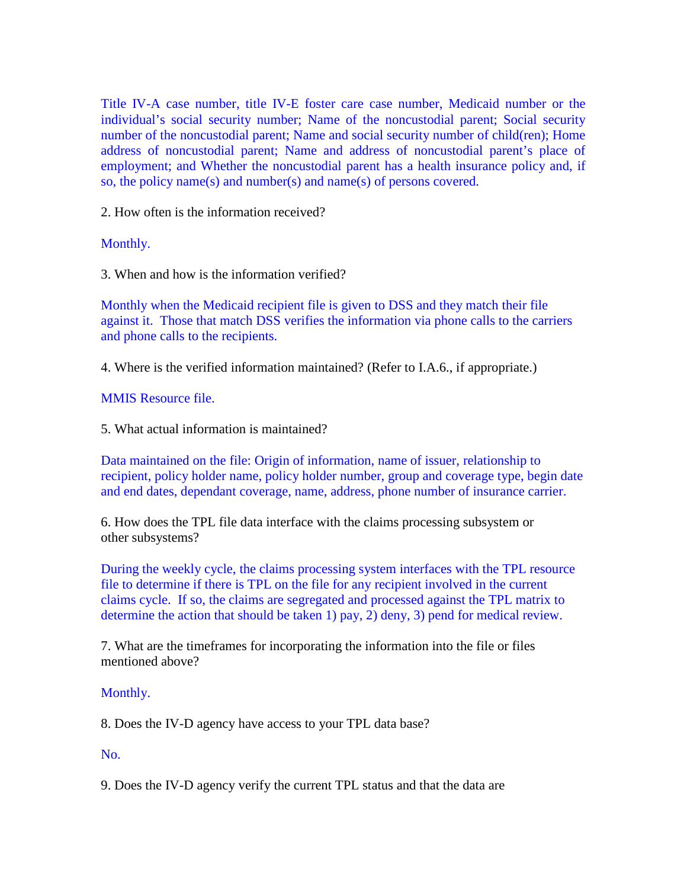Title IV-A case number, title IV-E foster care case number, Medicaid number or the individual's social security number; Name of the noncustodial parent; Social security number of the noncustodial parent; Name and social security number of child(ren); Home address of noncustodial parent; Name and address of noncustodial parent's place of employment; and Whether the noncustodial parent has a health insurance policy and, if so, the policy name(s) and number(s) and name(s) of persons covered.

2. How often is the information received?

Monthly.

3. When and how is the information verified?

Monthly when the Medicaid recipient file is given to DSS and they match their file against it. Those that match DSS verifies the information via phone calls to the carriers and phone calls to the recipients.

4. Where is the verified information maintained? (Refer to I.A.6., if appropriate.)

MMIS Resource file.

5. What actual information is maintained?

Data maintained on the file: Origin of information, name of issuer, relationship to recipient, policy holder name, policy holder number, group and coverage type, begin date and end dates, dependant coverage, name, address, phone number of insurance carrier.

6. How does the TPL file data interface with the claims processing subsystem or other subsystems?

During the weekly cycle, the claims processing system interfaces with the TPL resource file to determine if there is TPL on the file for any recipient involved in the current claims cycle. If so, the claims are segregated and processed against the TPL matrix to determine the action that should be taken 1) pay, 2) deny, 3) pend for medical review.

7. What are the timeframes for incorporating the information into the file or files mentioned above?

Monthly.

8. Does the IV-D agency have access to your TPL data base?

No.

9. Does the IV-D agency verify the current TPL status and that the data are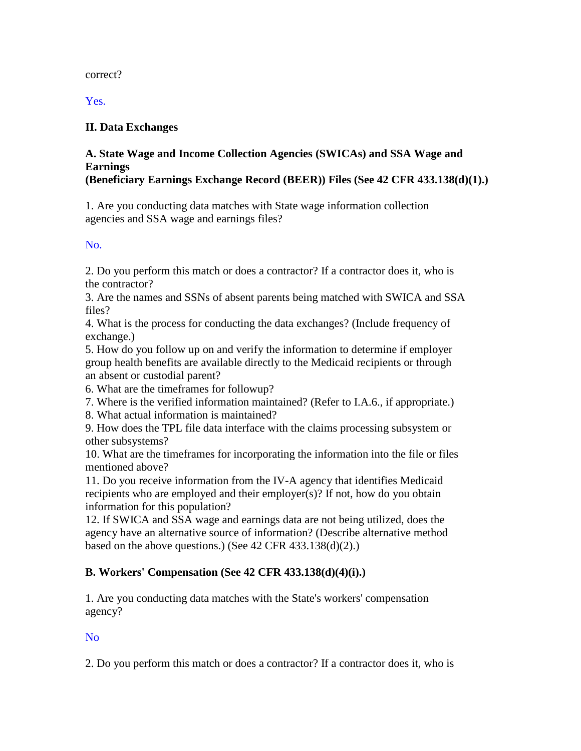correct?

Yes.

## II. Data Exchanges

### A. State Wage and Income Collection Agencies (SWICAs) and SSA Wage and Earnings (Beneficiary Earnings Exchange Record (BEER)) Files (See 42 CFR 433.138(d)(1).)

1. Are you conducting data matches with State wage information collection agencies and SSA wage and earnings files?

No.

2. Do you perform this match or does a contractor? If a contractor does it, who is the contractor?
3. Are the names and SSNs of absent parents being matched with SWICA and SSA files?
4. What is the process for conducting the data exchanges? (Include frequency of exchange.)
5. How do you follow up on and verify the information to determine if employer group health benefits are available directly to the Medicaid recipients or through an absent or custodial parent?
6. What are the timeframes for followup?
7. Where is the verified information maintained? (Refer to I.A.6., if appropriate.)
8. What actual information is maintained?
9. How does the TPL file data interface with the claims processing subsystem or other subsystems?
10. What are the timeframes for incorporating the information into the file or files mentioned above?
11. Do you receive information from the IV-A agency that identifies Medicaid recipients who are employed and their employer(s)? If not, how do you obtain information for this population?
12. If SWICA and SSA wage and earnings data are not being utilized, does the agency have an alternative source of information? (Describe alternative method based on the above questions.) (See 42 CFR 433.138(d)(2).)

### B. Workers' Compensation (See 42 CFR 433.138(d)(4)(i).)

1. Are you conducting data matches with the State's workers' compensation agency?

No

2. Do you perform this match or does a contractor? If a contractor does it, who is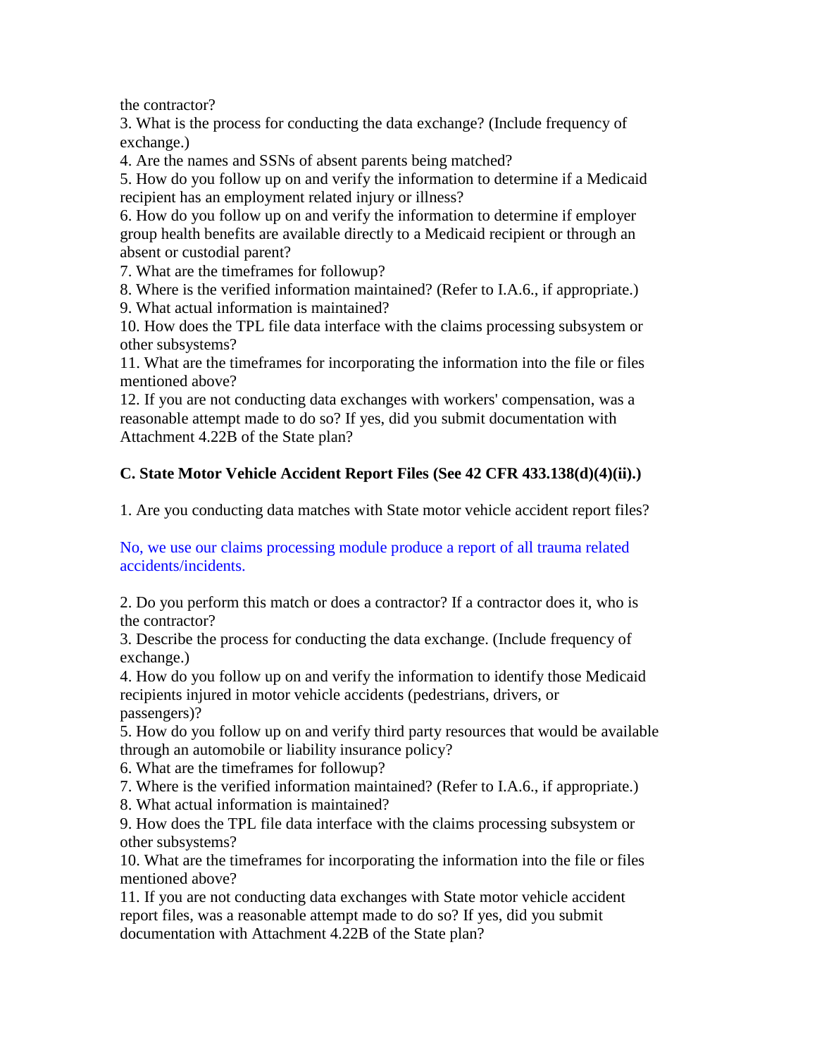the contractor?

3. What is the process for conducting the data exchange? (Include frequency of exchange.)

4. Are the names and SSNs of absent parents being matched?

5. How do you follow up on and verify the information to determine if a Medicaid recipient has an employment related injury or illness?

6. How do you follow up on and verify the information to determine if employer group health benefits are available directly to a Medicaid recipient or through an absent or custodial parent?

7. What are the timeframes for followup?

8. Where is the verified information maintained? (Refer to I.A.6., if appropriate.)

9. What actual information is maintained?

10. How does the TPL file data interface with the claims processing subsystem or other subsystems?

11. What are the timeframes for incorporating the information into the file or files mentioned above?

12. If you are not conducting data exchanges with workers' compensation, was a reasonable attempt made to do so? If yes, did you submit documentation with Attachment 4.22B of the State plan?

**C. State Motor Vehicle Accident Report Files (See 42 CFR 433.138(d)(4)(ii).)**

1. Are you conducting data matches with State motor vehicle accident report files?

No, we use our claims processing module produce a report of all trauma related accidents/incidents.

2. Do you perform this match or does a contractor? If a contractor does it, who is the contractor?

3. Describe the process for conducting the data exchange. (Include frequency of exchange.)

4. How do you follow up on and verify the information to identify those Medicaid recipients injured in motor vehicle accidents (pedestrians, drivers, or passengers)?

5. How do you follow up on and verify third party resources that would be available through an automobile or liability insurance policy?

6. What are the timeframes for followup?

7. Where is the verified information maintained? (Refer to I.A.6., if appropriate.)

8. What actual information is maintained?

9. How does the TPL file data interface with the claims processing subsystem or other subsystems?

10. What are the timeframes for incorporating the information into the file or files mentioned above?

11. If you are not conducting data exchanges with State motor vehicle accident report files, was a reasonable attempt made to do so? If yes, did you submit documentation with Attachment 4.22B of the State plan?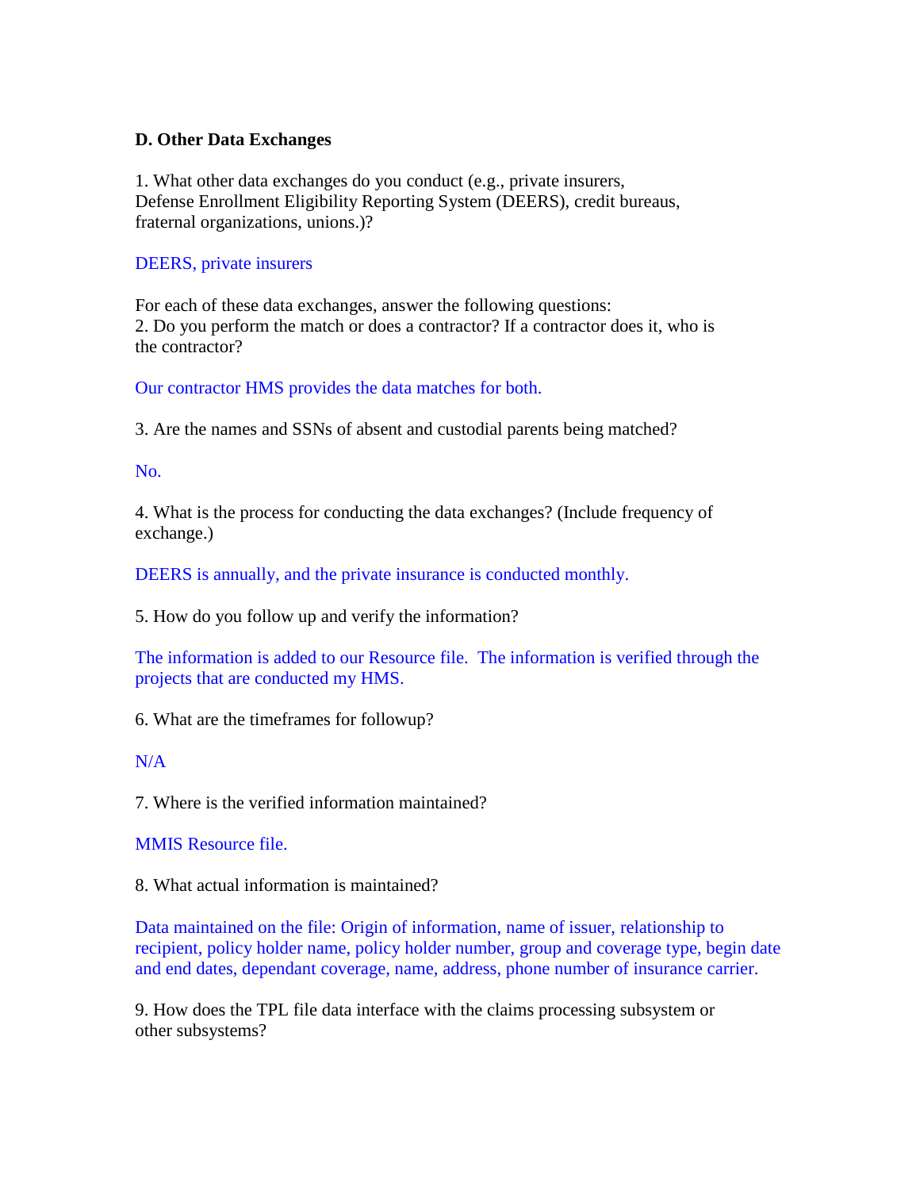**D. Other Data Exchanges**

1. What other data exchanges do you conduct (e.g., private insurers, Defense Enrollment Eligibility Reporting System (DEERS), credit bureaus, fraternal organizations, unions.)?

DEERS, private insurers

For each of these data exchanges, answer the following questions:

2. Do you perform the match or does a contractor? If a contractor does it, who is the contractor?

Our contractor HMS provides the data matches for both.

3. Are the names and SSNs of absent and custodial parents being matched?

No.

4. What is the process for conducting the data exchanges? (Include frequency of exchange.)

DEERS is annually, and the private insurance is conducted monthly.

5. How do you follow up and verify the information?

The information is added to our Resource file. The information is verified through the projects that are conducted my HMS.

6. What are the timeframes for followup?

N/A

7. Where is the verified information maintained?

MMIS Resource file.

8. What actual information is maintained?

Data maintained on the file: Origin of information, name of issuer, relationship to recipient, policy holder name, policy holder number, group and coverage type, begin date and end dates, dependant coverage, name, address, phone number of insurance carrier.

9. How does the TPL file data interface with the claims processing subsystem or other subsystems?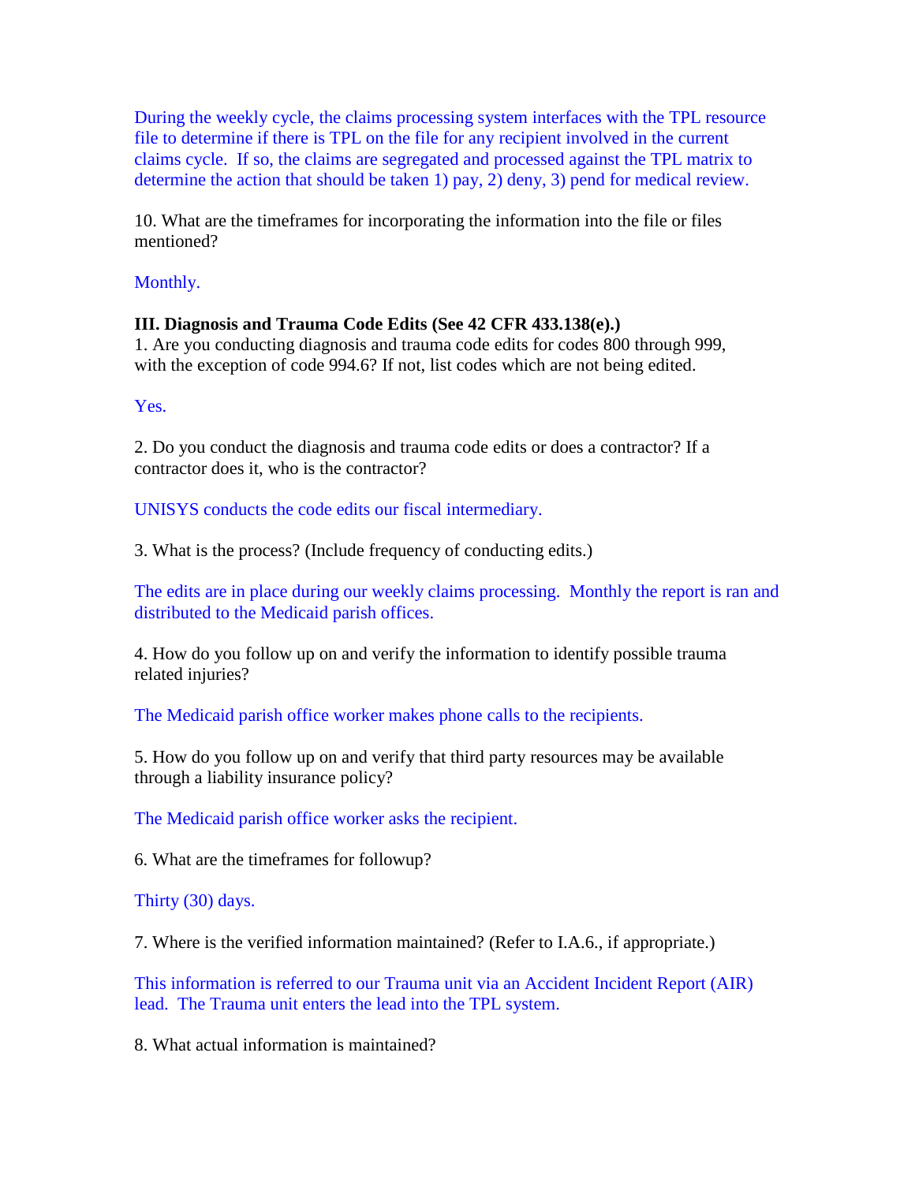During the weekly cycle, the claims processing system interfaces with the TPL resource file to determine if there is TPL on the file for any recipient involved in the current claims cycle. If so, the claims are segregated and processed against the TPL matrix to determine the action that should be taken 1) pay, 2) deny, 3) pend for medical review.

10. What are the timeframes for incorporating the information into the file or files mentioned?

Monthly.

**III. Diagnosis and Trauma Code Edits (See 42 CFR 433.138(e).)**

1. Are you conducting diagnosis and trauma code edits for codes 800 through 999, with the exception of code 994.6? If not, list codes which are not being edited.

Yes.

2. Do you conduct the diagnosis and trauma code edits or does a contractor? If a contractor does it, who is the contractor?

UNISYS conducts the code edits our fiscal intermediary.

3. What is the process? (Include frequency of conducting edits.)

The edits are in place during our weekly claims processing. Monthly the report is ran and distributed to the Medicaid parish offices.

4. How do you follow up on and verify the information to identify possible trauma related injuries?

The Medicaid parish office worker makes phone calls to the recipients.

5. How do you follow up on and verify that third party resources may be available through a liability insurance policy?

The Medicaid parish office worker asks the recipient.

6. What are the timeframes for followup?

Thirty (30) days.

7. Where is the verified information maintained? (Refer to I.A.6., if appropriate.)

This information is referred to our Trauma unit via an Accident Incident Report (AIR) lead. The Trauma unit enters the lead into the TPL system.

8. What actual information is maintained?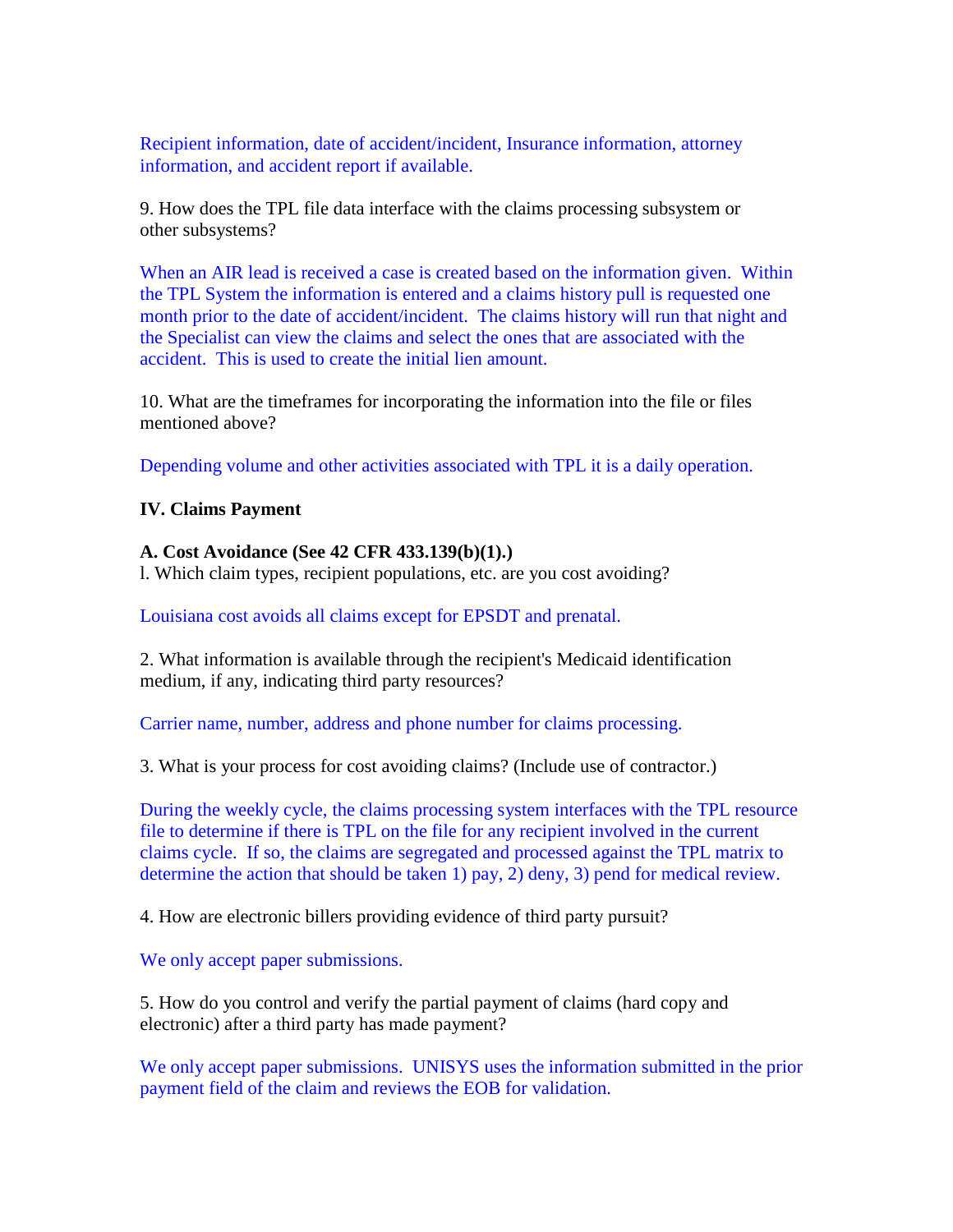Recipient information, date of accident/incident, Insurance information, attorney information, and accident report if available.

9. How does the TPL file data interface with the claims processing subsystem or other subsystems?

When an AIR lead is received a case is created based on the information given. Within the TPL System the information is entered and a claims history pull is requested one month prior to the date of accident/incident. The claims history will run that night and the Specialist can view the claims and select the ones that are associated with the accident. This is used to create the initial lien amount.

10. What are the timeframes for incorporating the information into the file or files mentioned above?

Depending volume and other activities associated with TPL it is a daily operation.

**IV. Claims Payment**

**A. Cost Avoidance (See 42 CFR 433.139(b)(1).)**

l. Which claim types, recipient populations, etc. are you cost avoiding?

Louisiana cost avoids all claims except for EPSDT and prenatal.

2. What information is available through the recipient's Medicaid identification medium, if any, indicating third party resources?

Carrier name, number, address and phone number for claims processing.

3. What is your process for cost avoiding claims? (Include use of contractor.)

During the weekly cycle, the claims processing system interfaces with the TPL resource file to determine if there is TPL on the file for any recipient involved in the current claims cycle. If so, the claims are segregated and processed against the TPL matrix to determine the action that should be taken 1) pay, 2) deny, 3) pend for medical review.

4. How are electronic billers providing evidence of third party pursuit?

We only accept paper submissions.

5. How do you control and verify the partial payment of claims (hard copy and electronic) after a third party has made payment?

We only accept paper submissions. UNISYS uses the information submitted in the prior payment field of the claim and reviews the EOB for validation.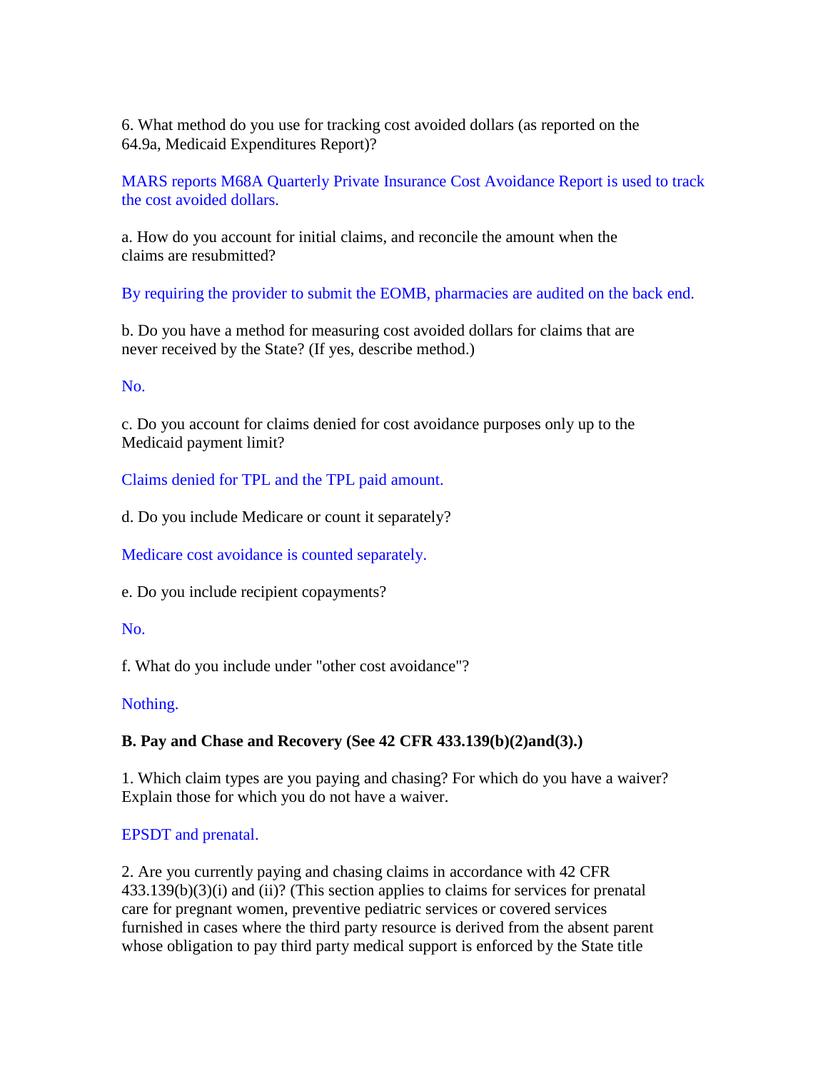6. What method do you use for tracking cost avoided dollars (as reported on the 64.9a, Medicaid Expenditures Report)?

MARS reports M68A Quarterly Private Insurance Cost Avoidance Report is used to track the cost avoided dollars.

a. How do you account for initial claims, and reconcile the amount when the claims are resubmitted?

By requiring the provider to submit the EOMB, pharmacies are audited on the back end.

b. Do you have a method for measuring cost avoided dollars for claims that are never received by the State? (If yes, describe method.)

No.

c. Do you account for claims denied for cost avoidance purposes only up to the Medicaid payment limit?

Claims denied for TPL and the TPL paid amount.

d. Do you include Medicare or count it separately?

Medicare cost avoidance is counted separately.

e. Do you include recipient copayments?

No.

f. What do you include under "other cost avoidance"?

Nothing.

**B. Pay and Chase and Recovery (See 42 CFR 433.139(b)(2)and(3).)**

1. Which claim types are you paying and chasing? For which do you have a waiver? Explain those for which you do not have a waiver.

EPSDT and prenatal.

2. Are you currently paying and chasing claims in accordance with 42 CFR 433.139(b)(3)(i) and (ii)? (This section applies to claims for services for prenatal care for pregnant women, preventive pediatric services or covered services furnished in cases where the third party resource is derived from the absent parent whose obligation to pay third party medical support is enforced by the State title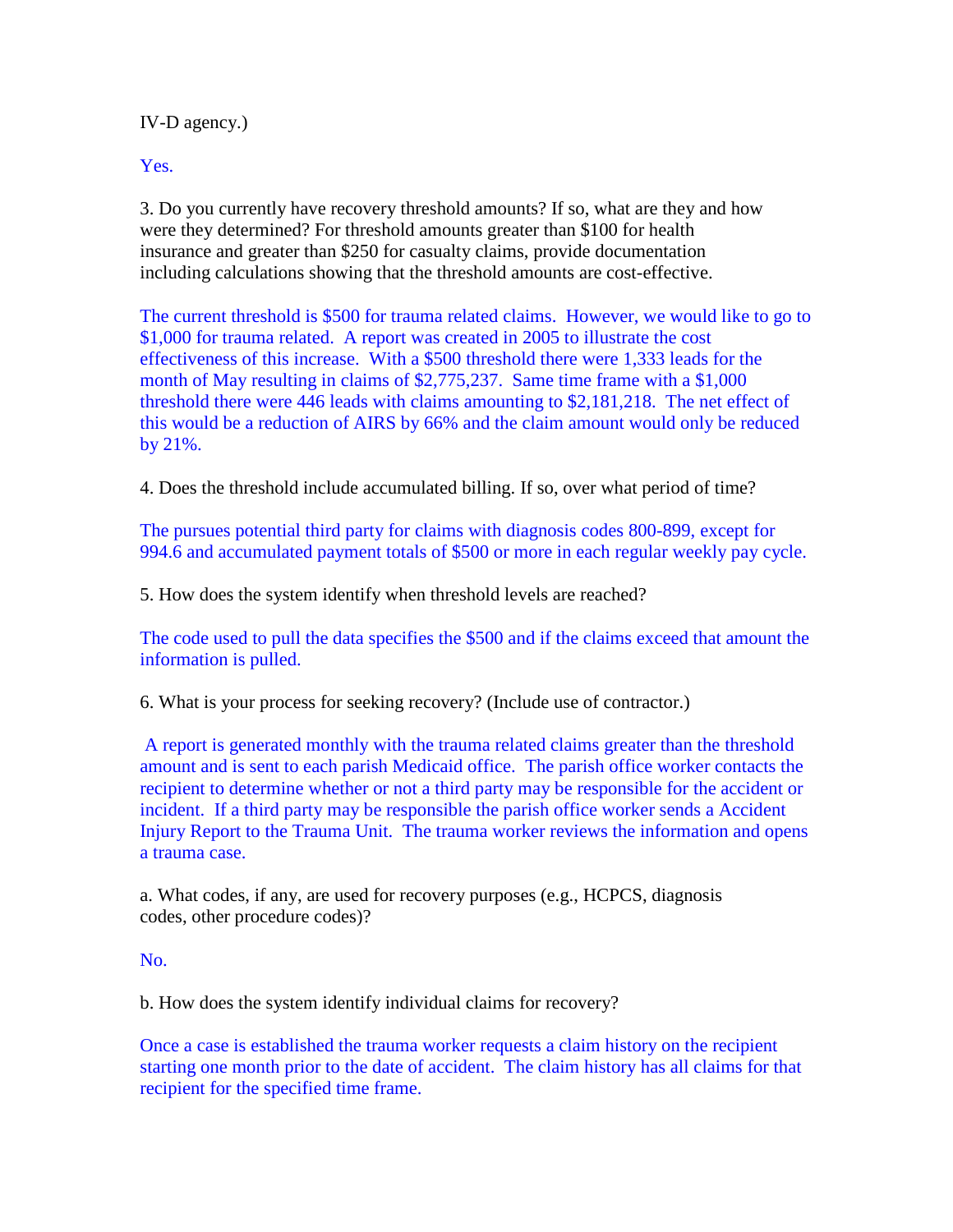IV-D agency.)

Yes.

3. Do you currently have recovery threshold amounts? If so, what are they and how were they determined? For threshold amounts greater than $100 for health insurance and greater than $250 for casualty claims, provide documentation including calculations showing that the threshold amounts are cost-effective.

The current threshold is $500 for trauma related claims. However, we would like to go to $1,000 for trauma related. A report was created in 2005 to illustrate the cost effectiveness of this increase. With a $500 threshold there were 1,333 leads for the month of May resulting in claims of $2,775,237. Same time frame with a $1,000 threshold there were 446 leads with claims amounting to $2,181,218. The net effect of this would be a reduction of AIRS by 66% and the claim amount would only be reduced by 21%.

4. Does the threshold include accumulated billing. If so, over what period of time?

The pursues potential third party for claims with diagnosis codes 800-899, except for 994.6 and accumulated payment totals of $500 or more in each regular weekly pay cycle.

5. How does the system identify when threshold levels are reached?

The code used to pull the data specifies the $500 and if the claims exceed that amount the information is pulled.

6. What is your process for seeking recovery? (Include use of contractor.)

A report is generated monthly with the trauma related claims greater than the threshold amount and is sent to each parish Medicaid office. The parish office worker contacts the recipient to determine whether or not a third party may be responsible for the accident or incident. If a third party may be responsible the parish office worker sends a Accident Injury Report to the Trauma Unit. The trauma worker reviews the information and opens a trauma case.

a. What codes, if any, are used for recovery purposes (e.g., HCPCS, diagnosis codes, other procedure codes)?

No.

b. How does the system identify individual claims for recovery?

Once a case is established the trauma worker requests a claim history on the recipient starting one month prior to the date of accident. The claim history has all claims for that recipient for the specified time frame.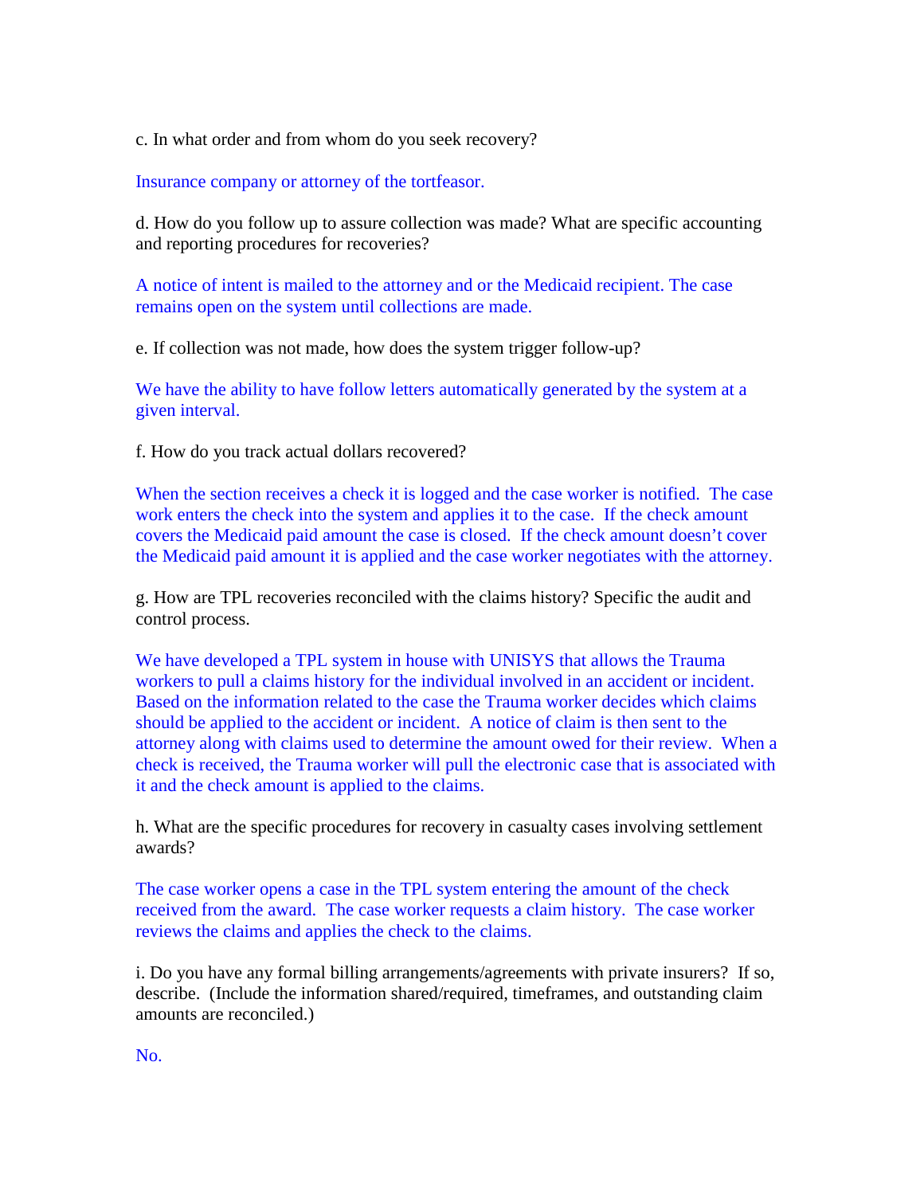c. In what order and from whom do you seek recovery?

Insurance company or attorney of the tortfeasor.

d. How do you follow up to assure collection was made? What are specific accounting and reporting procedures for recoveries?

A notice of intent is mailed to the attorney and or the Medicaid recipient. The case remains open on the system until collections are made.

e. If collection was not made, how does the system trigger follow-up?

We have the ability to have follow letters automatically generated by the system at a given interval.

f. How do you track actual dollars recovered?

When the section receives a check it is logged and the case worker is notified. The case work enters the check into the system and applies it to the case. If the check amount covers the Medicaid paid amount the case is closed. If the check amount doesn't cover the Medicaid paid amount it is applied and the case worker negotiates with the attorney.

g. How are TPL recoveries reconciled with the claims history? Specific the audit and control process.

We have developed a TPL system in house with UNISYS that allows the Trauma workers to pull a claims history for the individual involved in an accident or incident. Based on the information related to the case the Trauma worker decides which claims should be applied to the accident or incident. A notice of claim is then sent to the attorney along with claims used to determine the amount owed for their review. When a check is received, the Trauma worker will pull the electronic case that is associated with it and the check amount is applied to the claims.

h. What are the specific procedures for recovery in casualty cases involving settlement awards?

The case worker opens a case in the TPL system entering the amount of the check received from the award. The case worker requests a claim history. The case worker reviews the claims and applies the check to the claims.

i. Do you have any formal billing arrangements/agreements with private insurers? If so, describe. (Include the information shared/required, timeframes, and outstanding claim amounts are reconciled.)

No.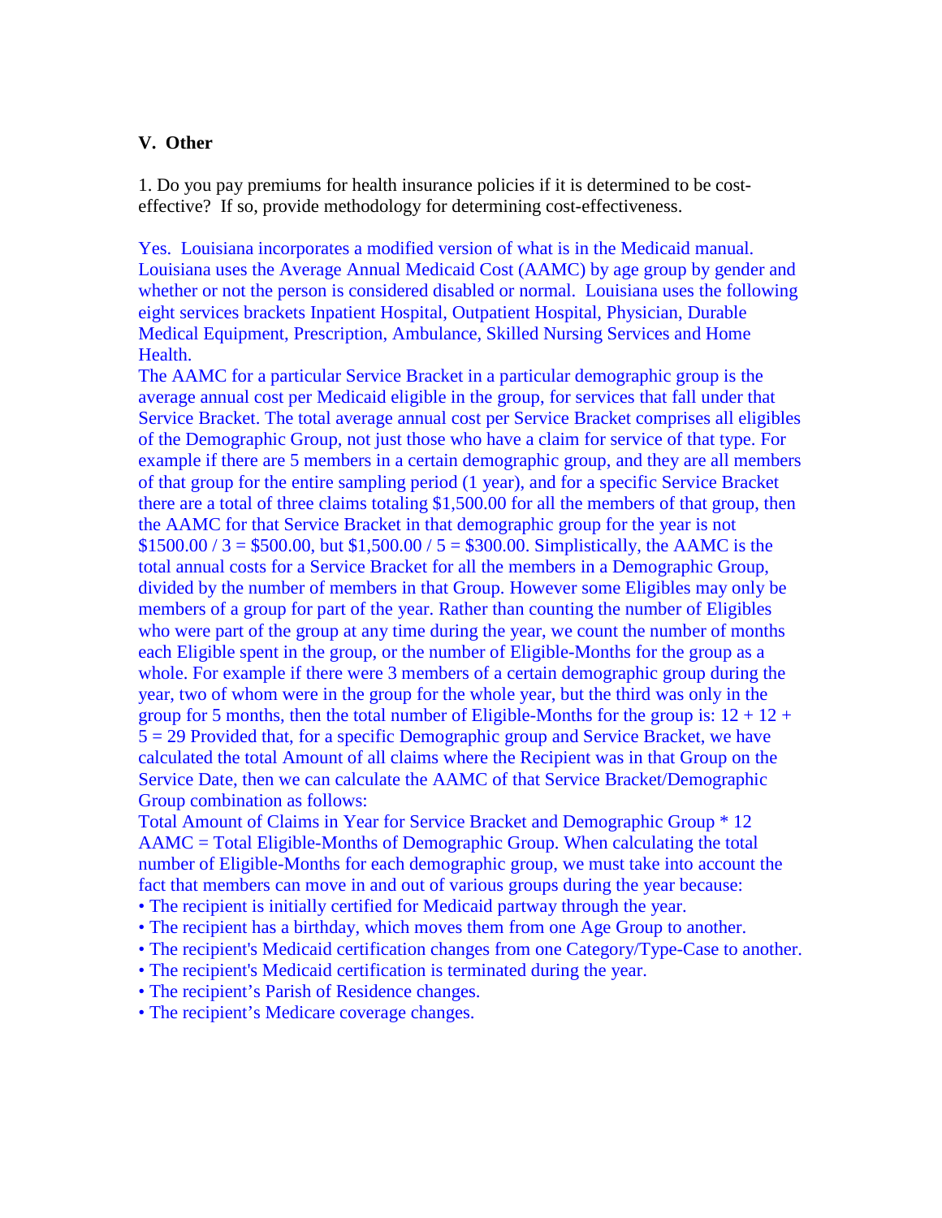## V. Other

1. Do you pay premiums for health insurance policies if it is determined to be cost-effective? If so, provide methodology for determining cost-effectiveness.

Yes. Louisiana incorporates a modified version of what is in the Medicaid manual. Louisiana uses the Average Annual Medicaid Cost (AAMC) by age group by gender and whether or not the person is considered disabled or normal. Louisiana uses the following eight services brackets Inpatient Hospital, Outpatient Hospital, Physician, Durable Medical Equipment, Prescription, Ambulance, Skilled Nursing Services and Home Health.

The AAMC for a particular Service Bracket in a particular demographic group is the average annual cost per Medicaid eligible in the group, for services that fall under that Service Bracket. The total average annual cost per Service Bracket comprises all eligibles of the Demographic Group, not just those who have a claim for service of that type. For example if there are 5 members in a certain demographic group, and they are all members of that group for the entire sampling period (1 year), and for a specific Service Bracket there are a total of three claims totaling \$1,500.00 for all the members of that group, then the AAMC for that Service Bracket in that demographic group for the year is not \$1500.00 / 3 = \$500.00, but \$1,500.00 / 5 = \$300.00. Simplistically, the AAMC is the total annual costs for a Service Bracket for all the members in a Demographic Group, divided by the number of members in that Group. However some Eligibles may only be members of a group for part of the year. Rather than counting the number of Eligibles who were part of the group at any time during the year, we count the number of months each Eligible spent in the group, or the number of Eligible-Months for the group as a whole. For example if there were 3 members of a certain demographic group during the year, two of whom were in the group for the whole year, but the third was only in the group for 5 months, then the total number of Eligible-Months for the group is: 12 + 12 + 5 = 29 Provided that, for a specific Demographic group and Service Bracket, we have calculated the total Amount of all claims where the Recipient was in that Group on the Service Date, then we can calculate the AAMC of that Service Bracket/Demographic Group combination as follows:

Total Amount of Claims in Year for Service Bracket and Demographic Group * 12 AAMC = Total Eligible-Months of Demographic Group. When calculating the total number of Eligible-Months for each demographic group, we must take into account the fact that members can move in and out of various groups during the year because:

- The recipient is initially certified for Medicaid partway through the year.
- The recipient has a birthday, which moves them from one Age Group to another.
- The recipient's Medicaid certification changes from one Category/Type-Case to another.
- The recipient's Medicaid certification is terminated during the year.
- The recipient's Parish of Residence changes.
- The recipient's Medicare coverage changes.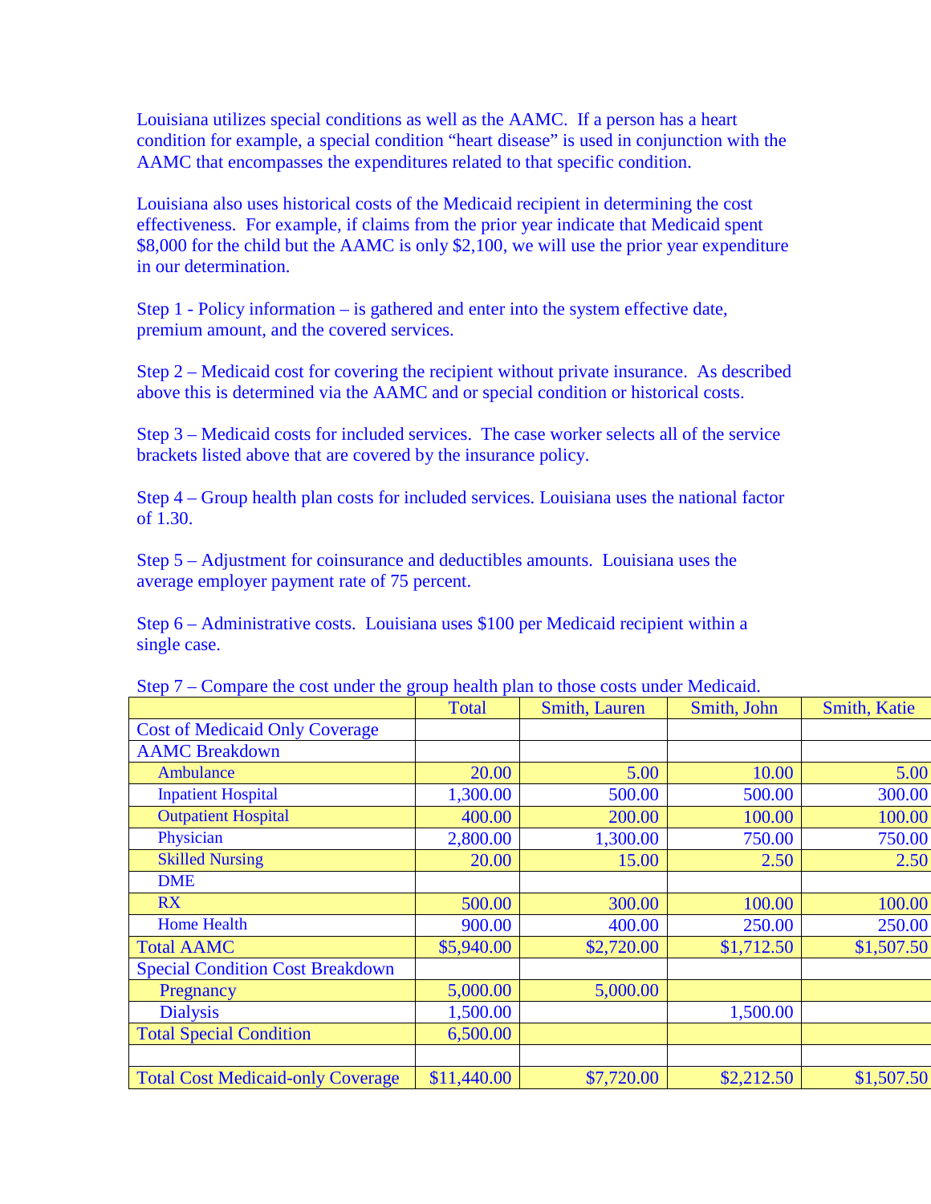Louisiana utilizes special conditions as well as the AAMC. If a person has a heart condition for example, a special condition "heart disease" is used in conjunction with the AAMC that encompasses the expenditures related to that specific condition.

Louisiana also uses historical costs of the Medicaid recipient in determining the cost effectiveness. For example, if claims from the prior year indicate that Medicaid spent $8,000 for the child but the AAMC is only $2,100, we will use the prior year expenditure in our determination.

Step 1 - Policy information – is gathered and enter into the system effective date, premium amount, and the covered services.

Step 2 – Medicaid cost for covering the recipient without private insurance. As described above this is determined via the AAMC and or special condition or historical costs.

Step 3 – Medicaid costs for included services. The case worker selects all of the service brackets listed above that are covered by the insurance policy.

Step 4 – Group health plan costs for included services. Louisiana uses the national factor of 1.30.

Step 5 – Adjustment for coinsurance and deductibles amounts. Louisiana uses the average employer payment rate of 75 percent.

Step 6 – Administrative costs. Louisiana uses $100 per Medicaid recipient within a single case.

Step 7 – Compare the cost under the group health plan to those costs under Medicaid.

| | Total | Smith, Lauren | Smith, John | Smith, Katie |
|---|---|---|---|---|
| Cost of Medicaid Only Coverage | | | | |
| AAMC Breakdown | | | | |
| Ambulance | 20.00 | 5.00 | 10.00 | 5.00 |
| Inpatient Hospital | 1,300.00 | 500.00 | 500.00 | 300.00 |
| Outpatient Hospital | 400.00 | 200.00 | 100.00 | 100.00 |
| Physician | 2,800.00 | 1,300.00 | 750.00 | 750.00 |
| Skilled Nursing | 20.00 | 15.00 | 2.50 | 2.50 |
| DME | | | | |
| RX | 500.00 | 300.00 | 100.00 | 100.00 |
| Home Health | 900.00 | 400.00 | 250.00 | 250.00 |
| Total AAMC | $5,940.00 | $2,720.00 | $1,712.50 | $1,507.50 |
| Special Condition Cost Breakdown | | | | |
| Pregnancy | 5,000.00 | 5,000.00 | | |
| Dialysis | 1,500.00 | | 1,500.00 | |
| Total Special Condition | 6,500.00 | | | |
| | | | | |
| Total Cost Medicaid-only Coverage | $11,440.00 | $7,720.00 | $2,212.50 | $1,507.50 |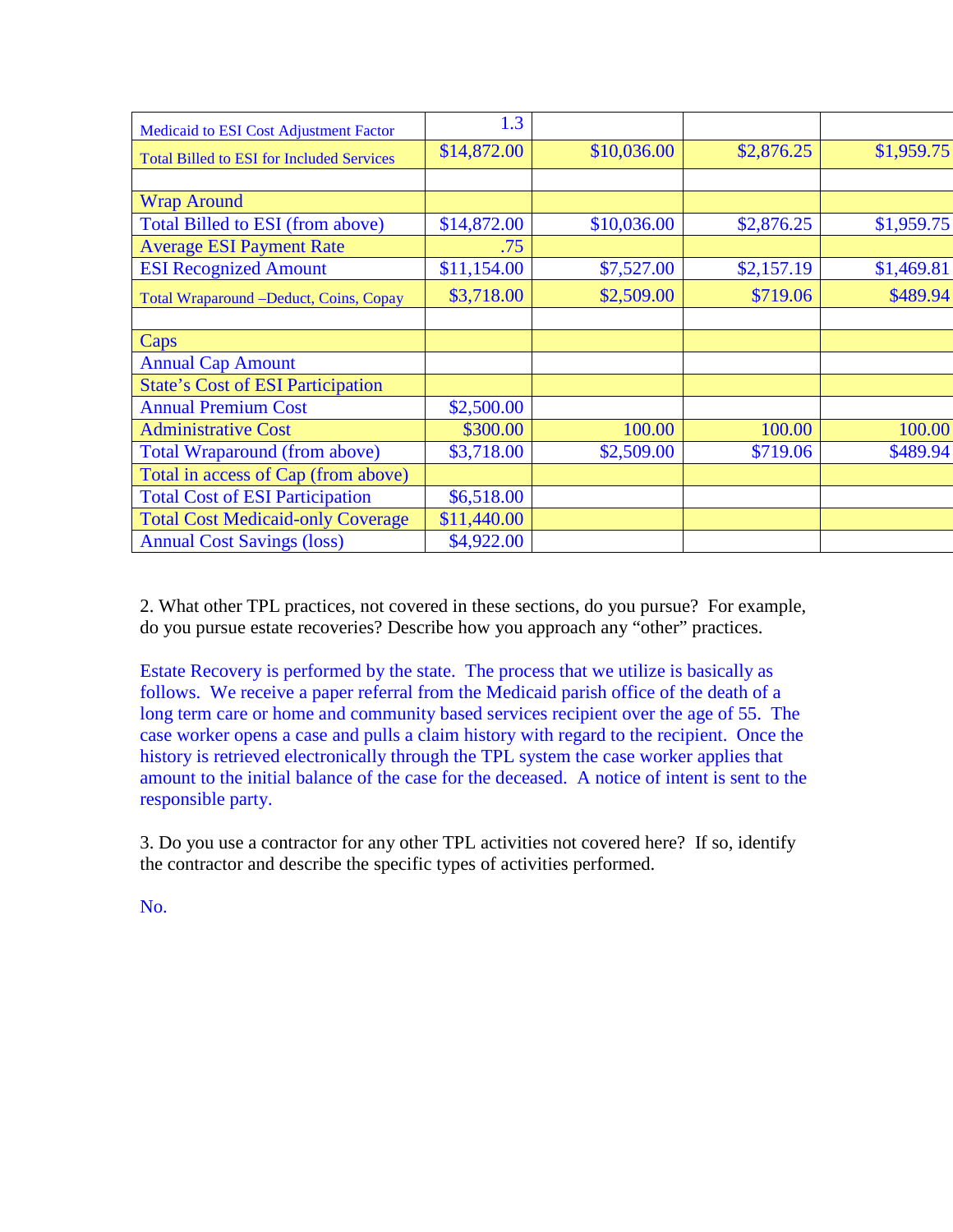| | | | | |
|---|---|---|---|---|
| Medicaid to ESI Cost Adjustment Factor | 1.3 | | | |
| Total Billed to ESI for Included Services | $14,872.00 | $10,036.00 | $2,876.25 | $1,959.75 |
| | | | | |
| Wrap Around | | | | |
| Total Billed to ESI (from above) | $14,872.00 | $10,036.00 | $2,876.25 | $1,959.75 |
| Average ESI Payment Rate | .75 | | | |
| ESI Recognized Amount | $11,154.00 | $7,527.00 | $2,157.19 | $1,469.81 |
| Total Wraparound –Deduct, Coins, Copay | $3,718.00 | $2,509.00 | $719.06 | $489.94 |
| | | | | |
| Caps | | | | |
| Annual Cap Amount | | | | |
| State's Cost of ESI Participation | | | | |
| Annual Premium Cost | $2,500.00 | | | |
| Administrative Cost | $300.00 | 100.00 | 100.00 | 100.00 |
| Total Wraparound (from above) | $3,718.00 | $2,509.00 | $719.06 | $489.94 |
| Total in access of Cap (from above) | | | | |
| Total Cost of ESI Participation | $6,518.00 | | | |
| Total Cost Medicaid-only Coverage | $11,440.00 | | | |
| Annual Cost Savings (loss) | $4,922.00 | | | |

2. What other TPL practices, not covered in these sections, do you pursue? For example, do you pursue estate recoveries? Describe how you approach any "other" practices.

Estate Recovery is performed by the state. The process that we utilize is basically as follows. We receive a paper referral from the Medicaid parish office of the death of a long term care or home and community based services recipient over the age of 55. The case worker opens a case and pulls a claim history with regard to the recipient. Once the history is retrieved electronically through the TPL system the case worker applies that amount to the initial balance of the case for the deceased. A notice of intent is sent to the responsible party.

3. Do you use a contractor for any other TPL activities not covered here? If so, identify the contractor and describe the specific types of activities performed.

No.